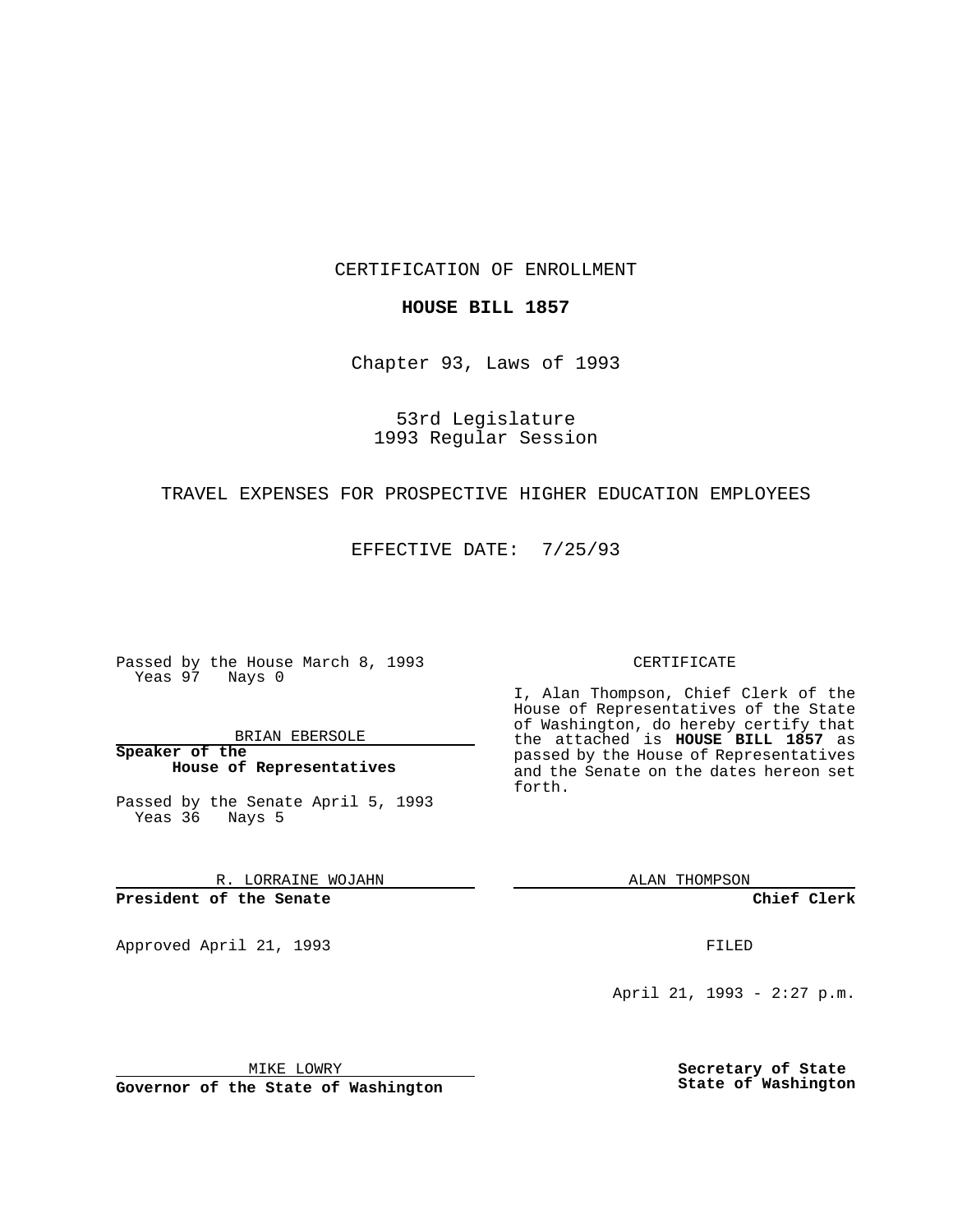CERTIFICATION OF ENROLLMENT

**HOUSE BILL 1857**

Chapter 93, Laws of 1993

53rd Legislature
1993 Regular Session

TRAVEL EXPENSES FOR PROSPECTIVE HIGHER EDUCATION EMPLOYEES

EFFECTIVE DATE: 7/25/93

Passed by the House March 8, 1993
Yeas 97 Nays 0

BRIAN EBERSOLE

**Speaker of the House of Representatives**

Passed by the Senate April 5, 1993
Yeas 36 Nays 5

R. LORRAINE WOJAHN

**President of the Senate**

Approved April 21, 1993

MIKE LOWRY

**Governor of the State of Washington**

CERTIFICATE

I, Alan Thompson, Chief Clerk of the House of Representatives of the State of Washington, do hereby certify that the attached is **HOUSE BILL 1857** as passed by the House of Representatives and the Senate on the dates hereon set forth.

ALAN THOMPSON

**Chief Clerk**

FILED

April 21, 1993 - 2:27 p.m.

**Secretary of State**
**State of Washington**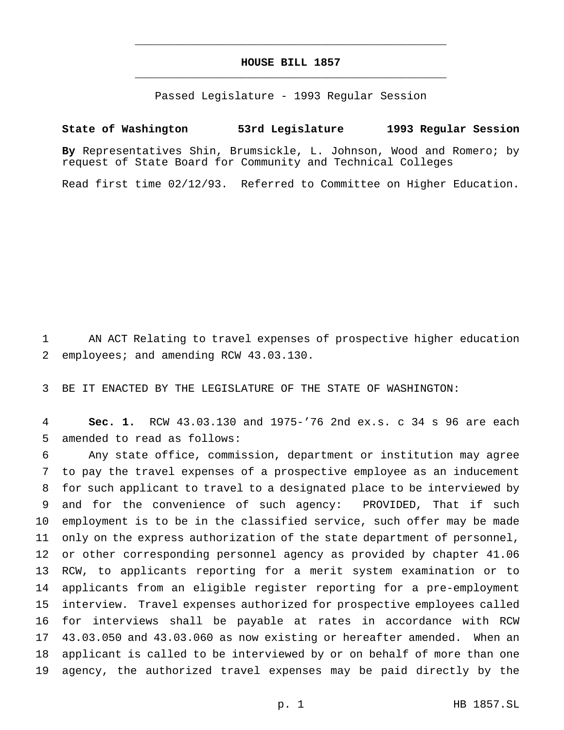# HOUSE BILL 1857

Passed Legislature - 1993 Regular Session

**State of Washington 53rd Legislature 1993 Regular Session**

**By** Representatives Shin, Brumsickle, L. Johnson, Wood and Romero; by request of State Board for Community and Technical Colleges

Read first time 02/12/93. Referred to Committee on Higher Education.

AN ACT Relating to travel expenses of prospective higher education employees; and amending RCW 43.03.130.

BE IT ENACTED BY THE LEGISLATURE OF THE STATE OF WASHINGTON:

**Sec. 1.** RCW 43.03.130 and 1975-'76 2nd ex.s. c 34 s 96 are each amended to read as follows:

Any state office, commission, department or institution may agree to pay the travel expenses of a prospective employee as an inducement for such applicant to travel to a designated place to be interviewed by and for the convenience of such agency: PROVIDED, That if such employment is to be in the classified service, such offer may be made only on the express authorization of the state department of personnel, or other corresponding personnel agency as provided by chapter 41.06 RCW, to applicants reporting for a merit system examination or to applicants from an eligible register reporting for a pre-employment interview. Travel expenses authorized for prospective employees called for interviews shall be payable at rates in accordance with RCW 43.03.050 and 43.03.060 as now existing or hereafter amended. When an applicant is called to be interviewed by or on behalf of more than one agency, the authorized travel expenses may be paid directly by the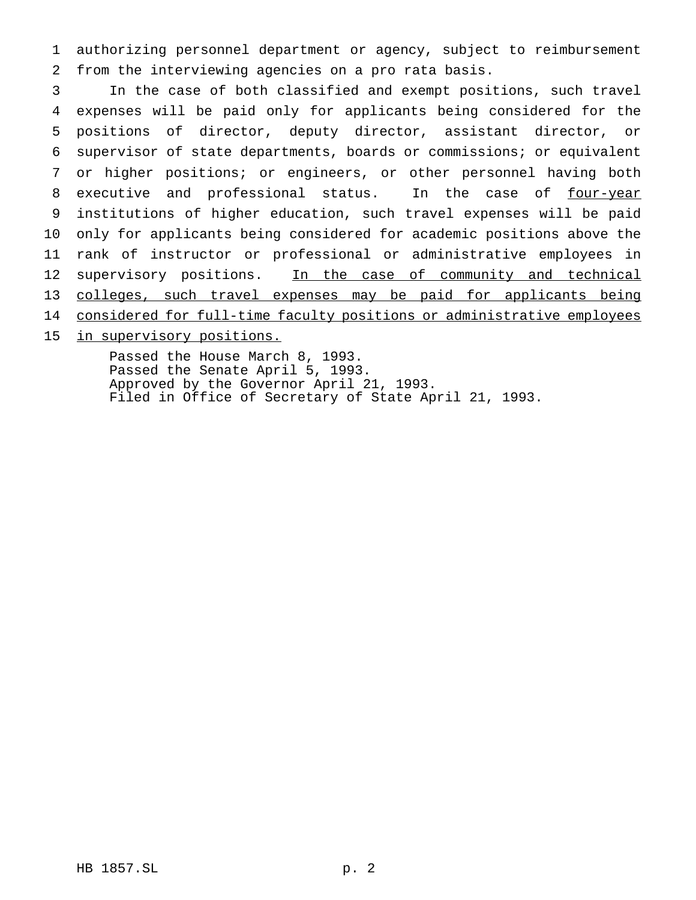authorizing personnel department or agency, subject to reimbursement from the interviewing agencies on a pro rata basis.

In the case of both classified and exempt positions, such travel expenses will be paid only for applicants being considered for the positions of director, deputy director, assistant director, or supervisor of state departments, boards or commissions; or equivalent or higher positions; or engineers, or other personnel having both executive and professional status. In the case of <u>four-year</u> institutions of higher education, such travel expenses will be paid only for applicants being considered for academic positions above the rank of instructor or professional or administrative employees in supervisory positions. <u>In the case of community and technical colleges, such travel expenses may be paid for applicants being considered for full-time faculty positions or administrative employees in supervisory positions.</u>

Passed the House March 8, 1993.
Passed the Senate April 5, 1993.
Approved by the Governor April 21, 1993.
Filed in Office of Secretary of State April 21, 1993.